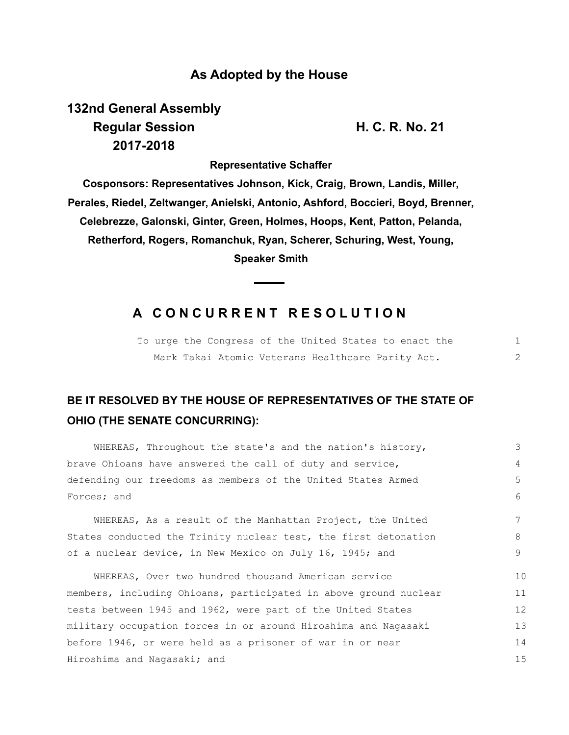## As Adopted by the House

**132nd General Assembly**
**Regular Session** **H. C. R. No. 21**
**2017-2018**

**Representative Schaffer**

**Cosponsors: Representatives Johnson, Kick, Craig, Brown, Landis, Miller, Perales, Riedel, Zeltwanger, Anielski, Antonio, Ashford, Boccieri, Boyd, Brenner, Celebrezze, Galonski, Ginter, Green, Holmes, Hoops, Kent, Patton, Pelanda, Retherford, Rogers, Romanchuk, Ryan, Scherer, Schuring, West, Young, Speaker Smith**

---

# A CONCURRENT RESOLUTION

To urge the Congress of the United States to enact the Mark Takai Atomic Veterans Healthcare Parity Act.

**BE IT RESOLVED BY THE HOUSE OF REPRESENTATIVES OF THE STATE OF OHIO (THE SENATE CONCURRING):**

WHEREAS, Throughout the state's and the nation's history, brave Ohioans have answered the call of duty and service, defending our freedoms as members of the United States Armed Forces; and

WHEREAS, As a result of the Manhattan Project, the United States conducted the Trinity nuclear test, the first detonation of a nuclear device, in New Mexico on July 16, 1945; and

WHEREAS, Over two hundred thousand American service members, including Ohioans, participated in above ground nuclear tests between 1945 and 1962, were part of the United States military occupation forces in or around Hiroshima and Nagasaki before 1946, or were held as a prisoner of war in or near Hiroshima and Nagasaki; and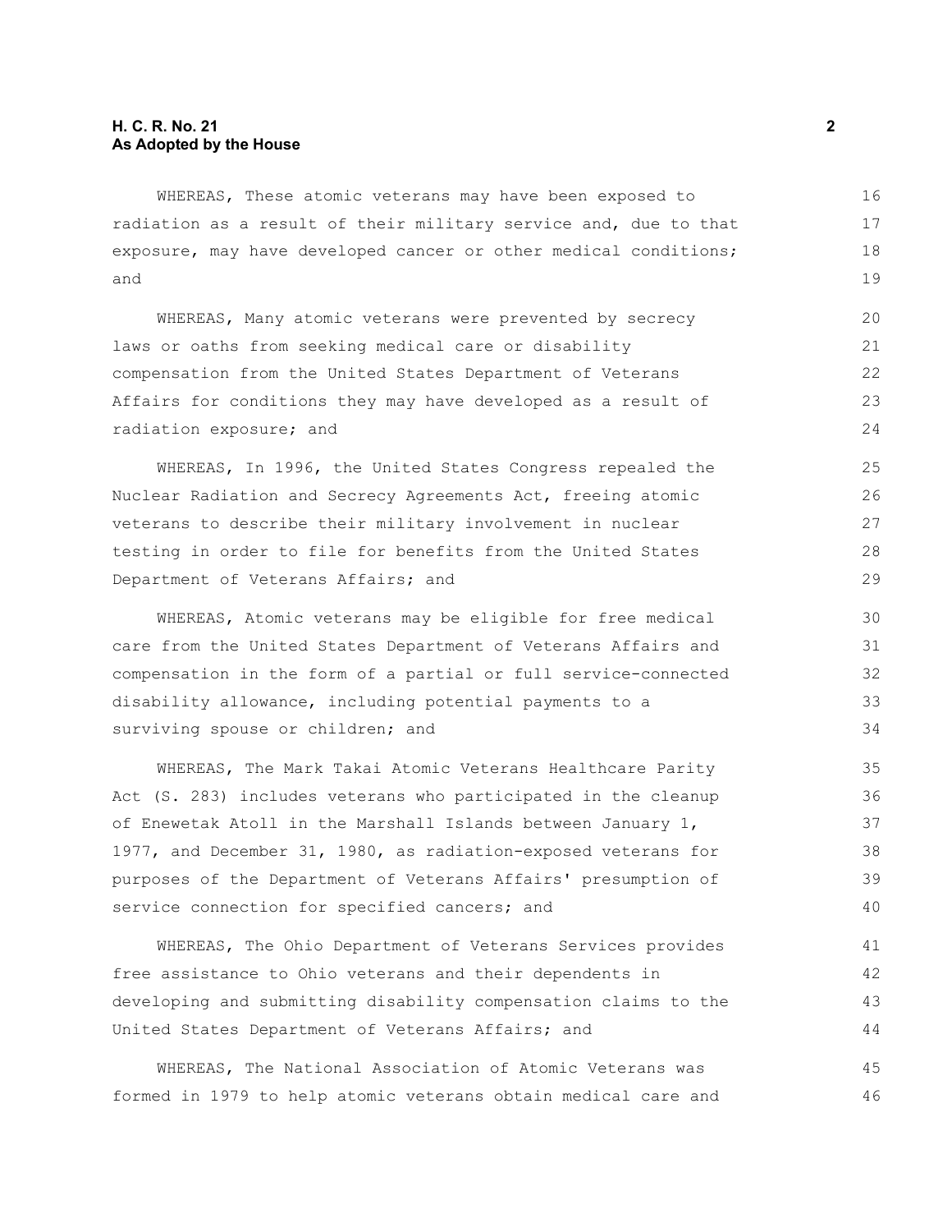WHEREAS, These atomic veterans may have been exposed to radiation as a result of their military service and, due to that exposure, may have developed cancer or other medical conditions; and

WHEREAS, Many atomic veterans were prevented by secrecy laws or oaths from seeking medical care or disability compensation from the United States Department of Veterans Affairs for conditions they may have developed as a result of radiation exposure; and

WHEREAS, In 1996, the United States Congress repealed the Nuclear Radiation and Secrecy Agreements Act, freeing atomic veterans to describe their military involvement in nuclear testing in order to file for benefits from the United States Department of Veterans Affairs; and

WHEREAS, Atomic veterans may be eligible for free medical care from the United States Department of Veterans Affairs and compensation in the form of a partial or full service-connected disability allowance, including potential payments to a surviving spouse or children; and

WHEREAS, The Mark Takai Atomic Veterans Healthcare Parity Act (S. 283) includes veterans who participated in the cleanup of Enewetak Atoll in the Marshall Islands between January 1, 1977, and December 31, 1980, as radiation-exposed veterans for purposes of the Department of Veterans Affairs' presumption of service connection for specified cancers; and

WHEREAS, The Ohio Department of Veterans Services provides free assistance to Ohio veterans and their dependents in developing and submitting disability compensation claims to the United States Department of Veterans Affairs; and

WHEREAS, The National Association of Atomic Veterans was formed in 1979 to help atomic veterans obtain medical care and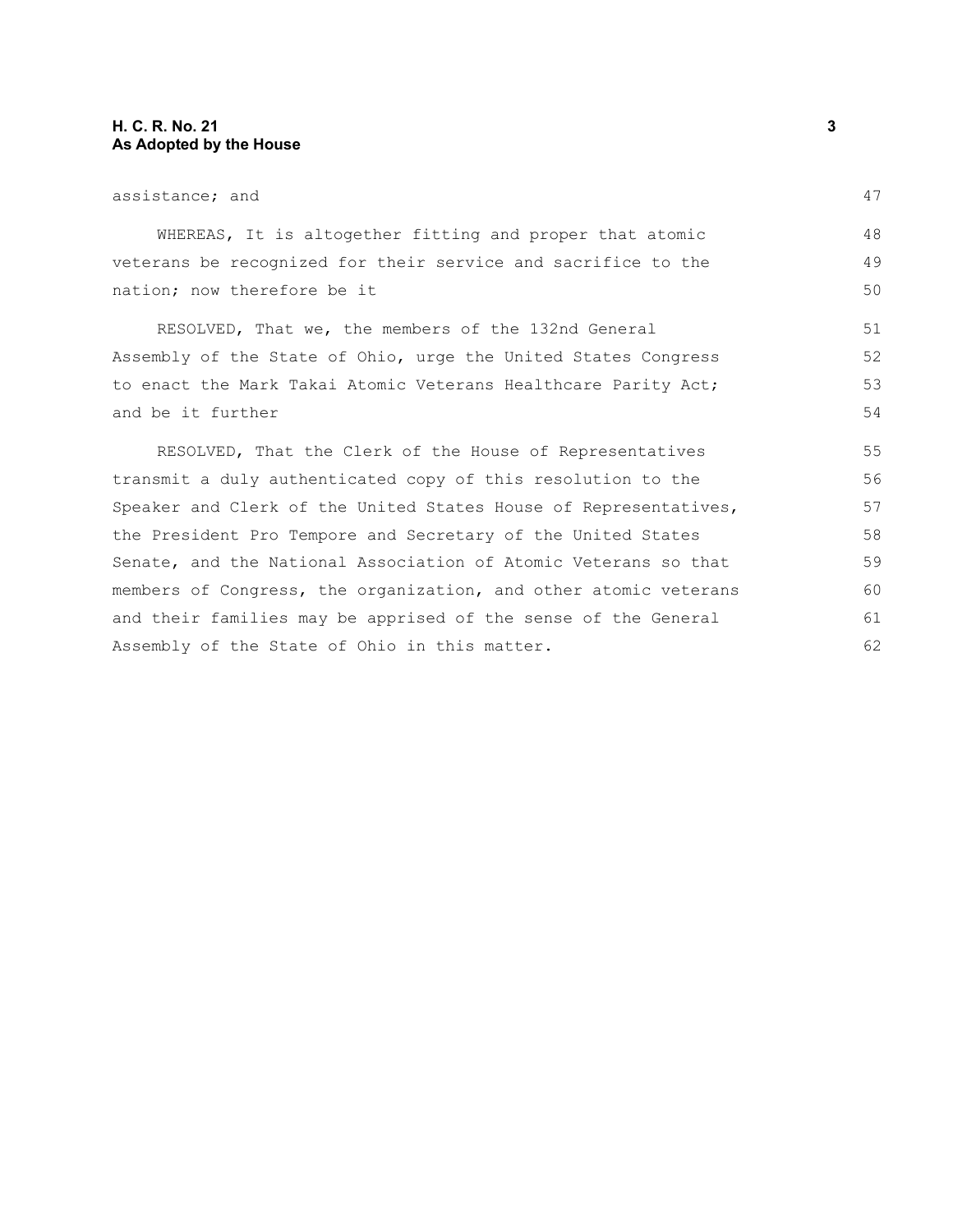assistance; and

WHEREAS, It is altogether fitting and proper that atomic veterans be recognized for their service and sacrifice to the nation; now therefore be it

RESOLVED, That we, the members of the 132nd General Assembly of the State of Ohio, urge the United States Congress to enact the Mark Takai Atomic Veterans Healthcare Parity Act; and be it further

RESOLVED, That the Clerk of the House of Representatives transmit a duly authenticated copy of this resolution to the Speaker and Clerk of the United States House of Representatives, the President Pro Tempore and Secretary of the United States Senate, and the National Association of Atomic Veterans so that members of Congress, the organization, and other atomic veterans and their families may be apprised of the sense of the General Assembly of the State of Ohio in this matter.